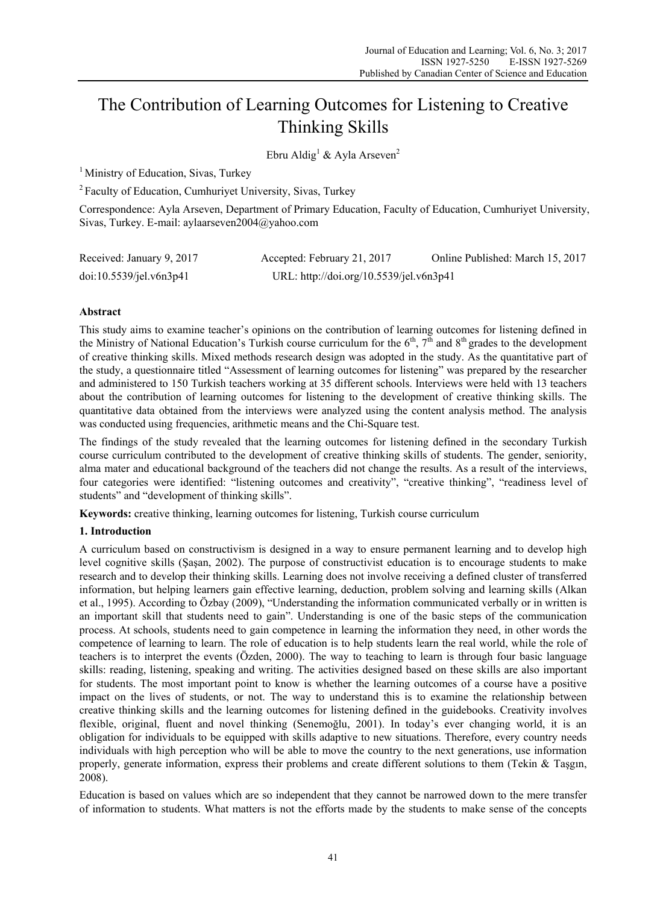# The Contribution of Learning Outcomes for Listening to Creative Thinking Skills

Ebru Aldig[1] & Ayla Arseven[2]

[1] Ministry of Education, Sivas, Turkey

[2] Faculty of Education, Cumhuriyet University, Sivas, Turkey

Correspondence: Ayla Arseven, Department of Primary Education, Faculty of Education, Cumhuriyet University, Sivas, Turkey. E-mail: aylaarseven2004@yahoo.com

Received: January 9, 2017 Accepted: February 21, 2017 Online Published: March 15, 2017

doi:10.5539/jel.v6n3p41 URL: http://doi.org/10.5539/jel.v6n3p41

## Abstract

This study aims to examine teacher's opinions on the contribution of learning outcomes for listening defined in the Ministry of National Education's Turkish course curriculum for the 6th, 7th and 8th grades to the development of creative thinking skills. Mixed methods research design was adopted in the study. As the quantitative part of the study, a questionnaire titled "Assessment of learning outcomes for listening" was prepared by the researcher and administered to 150 Turkish teachers working at 35 different schools. Interviews were held with 13 teachers about the contribution of learning outcomes for listening to the development of creative thinking skills. The quantitative data obtained from the interviews were analyzed using the content analysis method. The analysis was conducted using frequencies, arithmetic means and the Chi-Square test.

The findings of the study revealed that the learning outcomes for listening defined in the secondary Turkish course curriculum contributed to the development of creative thinking skills of students. The gender, seniority, alma mater and educational background of the teachers did not change the results. As a result of the interviews, four categories were identified: "listening outcomes and creativity", "creative thinking", "readiness level of students" and "development of thinking skills".

**Keywords:** creative thinking, learning outcomes for listening, Turkish course curriculum

## 1. Introduction

A curriculum based on constructivism is designed in a way to ensure permanent learning and to develop high level cognitive skills (Şaşan, 2002). The purpose of constructivist education is to encourage students to make research and to develop their thinking skills. Learning does not involve receiving a defined cluster of transferred information, but helping learners gain effective learning, deduction, problem solving and learning skills (Alkan et al., 1995). According to Özbay (2009), "Understanding the information communicated verbally or in written is an important skill that students need to gain". Understanding is one of the basic steps of the communication process. At schools, students need to gain competence in learning the information they need, in other words the competence of learning to learn. The role of education is to help students learn the real world, while the role of teachers is to interpret the events (Özden, 2000). The way to teaching to learn is through four basic language skills: reading, listening, speaking and writing. The activities designed based on these skills are also important for students. The most important point to know is whether the learning outcomes of a course have a positive impact on the lives of students, or not. The way to understand this is to examine the relationship between creative thinking skills and the learning outcomes for listening defined in the guidebooks. Creativity involves flexible, original, fluent and novel thinking (Senemoğlu, 2001). In today's ever changing world, it is an obligation for individuals to be equipped with skills adaptive to new situations. Therefore, every country needs individuals with high perception who will be able to move the country to the next generations, use information properly, generate information, express their problems and create different solutions to them (Tekin & Taşgın, 2008).

Education is based on values which are so independent that they cannot be narrowed down to the mere transfer of information to students. What matters is not the efforts made by the students to make sense of the concepts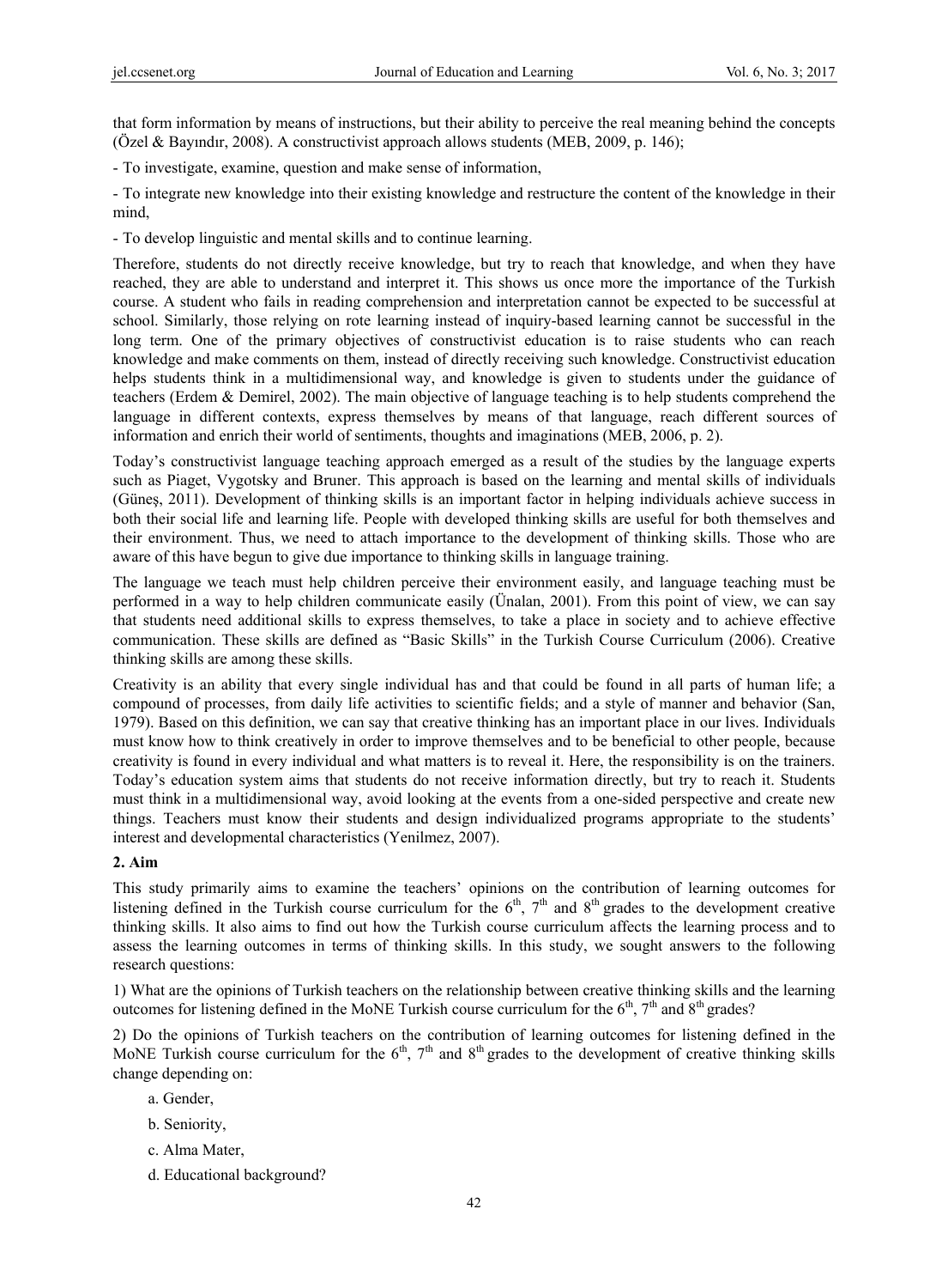that form information by means of instructions, but their ability to perceive the real meaning behind the concepts (Özel & Bayındır, 2008). A constructivist approach allows students (MEB, 2009, p. 146);

- To investigate, examine, question and make sense of information,

- To integrate new knowledge into their existing knowledge and restructure the content of the knowledge in their mind,

- To develop linguistic and mental skills and to continue learning.

Therefore, students do not directly receive knowledge, but try to reach that knowledge, and when they have reached, they are able to understand and interpret it. This shows us once more the importance of the Turkish course. A student who fails in reading comprehension and interpretation cannot be expected to be successful at school. Similarly, those relying on rote learning instead of inquiry-based learning cannot be successful in the long term. One of the primary objectives of constructivist education is to raise students who can reach knowledge and make comments on them, instead of directly receiving such knowledge. Constructivist education helps students think in a multidimensional way, and knowledge is given to students under the guidance of teachers (Erdem & Demirel, 2002). The main objective of language teaching is to help students comprehend the language in different contexts, express themselves by means of that language, reach different sources of information and enrich their world of sentiments, thoughts and imaginations (MEB, 2006, p. 2).

Today's constructivist language teaching approach emerged as a result of the studies by the language experts such as Piaget, Vygotsky and Bruner. This approach is based on the learning and mental skills of individuals (Güneş, 2011). Development of thinking skills is an important factor in helping individuals achieve success in both their social life and learning life. People with developed thinking skills are useful for both themselves and their environment. Thus, we need to attach importance to the development of thinking skills. Those who are aware of this have begun to give due importance to thinking skills in language training.

The language we teach must help children perceive their environment easily, and language teaching must be performed in a way to help children communicate easily (Ünalan, 2001). From this point of view, we can say that students need additional skills to express themselves, to take a place in society and to achieve effective communication. These skills are defined as "Basic Skills" in the Turkish Course Curriculum (2006). Creative thinking skills are among these skills.

Creativity is an ability that every single individual has and that could be found in all parts of human life; a compound of processes, from daily life activities to scientific fields; and a style of manner and behavior (San, 1979). Based on this definition, we can say that creative thinking has an important place in our lives. Individuals must know how to think creatively in order to improve themselves and to be beneficial to other people, because creativity is found in every individual and what matters is to reveal it. Here, the responsibility is on the trainers. Today's education system aims that students do not receive information directly, but try to reach it. Students must think in a multidimensional way, avoid looking at the events from a one-sided perspective and create new things. Teachers must know their students and design individualized programs appropriate to the students' interest and developmental characteristics (Yenilmez, 2007).

## 2. Aim

This study primarily aims to examine the teachers' opinions on the contribution of learning outcomes for listening defined in the Turkish course curriculum for the 6th, 7th and 8th grades to the development creative thinking skills. It also aims to find out how the Turkish course curriculum affects the learning process and to assess the learning outcomes in terms of thinking skills. In this study, we sought answers to the following research questions:

1) What are the opinions of Turkish teachers on the relationship between creative thinking skills and the learning outcomes for listening defined in the MoNE Turkish course curriculum for the 6th, 7th and 8th grades?

2) Do the opinions of Turkish teachers on the contribution of learning outcomes for listening defined in the MoNE Turkish course curriculum for the 6th, 7th and 8th grades to the development of creative thinking skills change depending on:

a. Gender,

b. Seniority,

c. Alma Mater,

d. Educational background?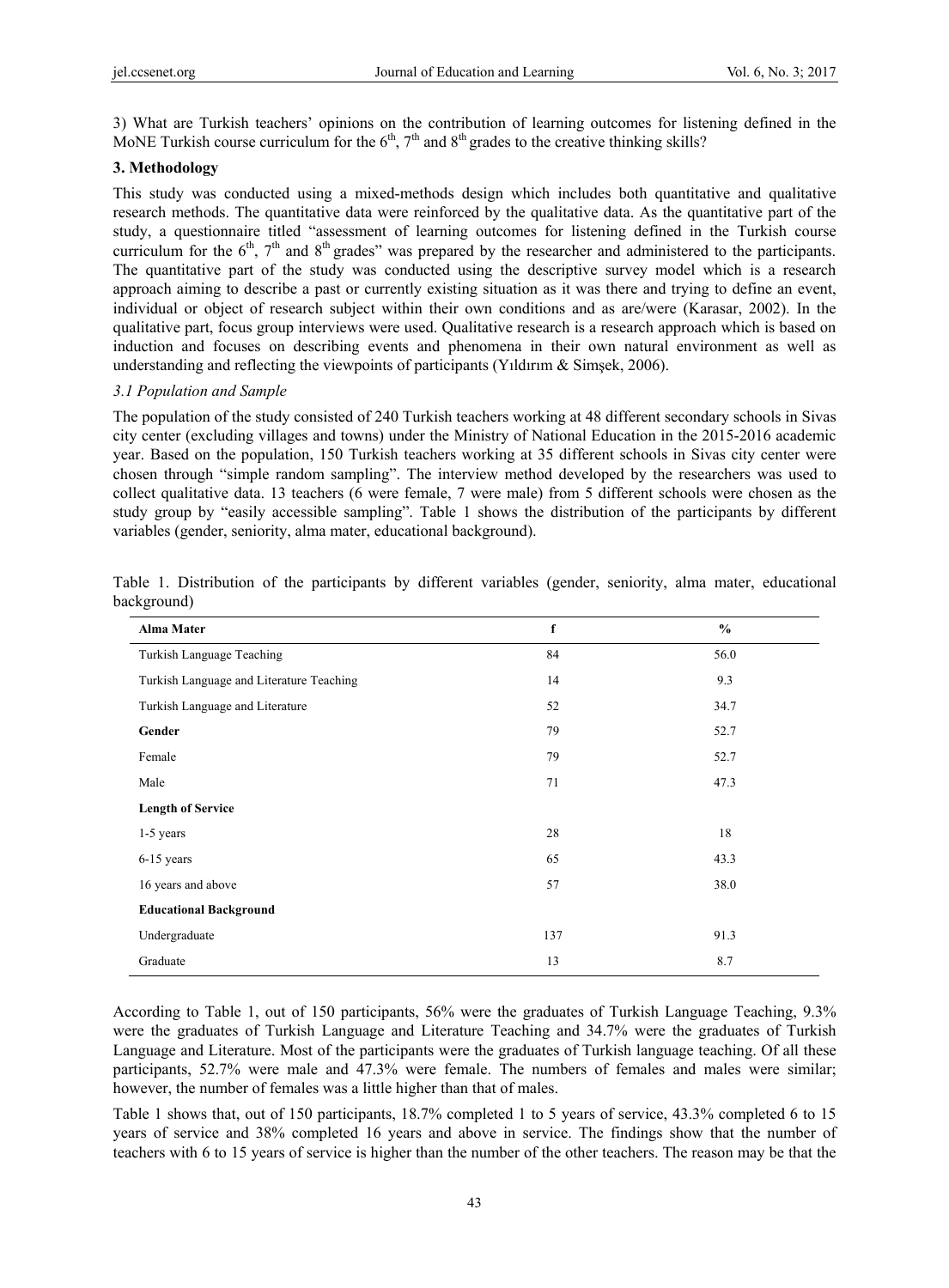3) What are Turkish teachers' opinions on the contribution of learning outcomes for listening defined in the MoNE Turkish course curriculum for the 6th, 7th and 8th grades to the creative thinking skills?

## 3. Methodology

This study was conducted using a mixed-methods design which includes both quantitative and qualitative research methods. The quantitative data were reinforced by the qualitative data. As the quantitative part of the study, a questionnaire titled "assessment of learning outcomes for listening defined in the Turkish course curriculum for the 6th, 7th and 8th grades" was prepared by the researcher and administered to the participants. The quantitative part of the study was conducted using the descriptive survey model which is a research approach aiming to describe a past or currently existing situation as it was there and trying to define an event, individual or object of research subject within their own conditions and as are/were (Karasar, 2002). In the qualitative part, focus group interviews were used. Qualitative research is a research approach which is based on induction and focuses on describing events and phenomena in their own natural environment as well as understanding and reflecting the viewpoints of participants (Yıldırım & Simşek, 2006).

### *3.1 Population and Sample*

The population of the study consisted of 240 Turkish teachers working at 48 different secondary schools in Sivas city center (excluding villages and towns) under the Ministry of National Education in the 2015-2016 academic year. Based on the population, 150 Turkish teachers working at 35 different schools in Sivas city center were chosen through "simple random sampling". The interview method developed by the researchers was used to collect qualitative data. 13 teachers (6 were female, 7 were male) from 5 different schools were chosen as the study group by "easily accessible sampling". Table 1 shows the distribution of the participants by different variables (gender, seniority, alma mater, educational background).

Table 1. Distribution of the participants by different variables (gender, seniority, alma mater, educational background)

| **Alma Mater** | **f** | **%** |
|---|---|---|
| Turkish Language Teaching | 84 | 56.0 |
| Turkish Language and Literature Teaching | 14 | 9.3 |
| Turkish Language and Literature | 52 | 34.7 |
| **Gender** | 79 | 52.7 |
| Female | 79 | 52.7 |
| Male | 71 | 47.3 |
| **Length of Service** | | |
| 1-5 years | 28 | 18 |
| 6-15 years | 65 | 43.3 |
| 16 years and above | 57 | 38.0 |
| **Educational Background** | | |
| Undergraduate | 137 | 91.3 |
| Graduate | 13 | 8.7 |

According to Table 1, out of 150 participants, 56% were the graduates of Turkish Language Teaching, 9.3% were the graduates of Turkish Language and Literature Teaching and 34.7% were the graduates of Turkish Language and Literature. Most of the participants were the graduates of Turkish language teaching. Of all these participants, 52.7% were male and 47.3% were female. The numbers of females and males were similar; however, the number of females was a little higher than that of males.

Table 1 shows that, out of 150 participants, 18.7% completed 1 to 5 years of service, 43.3% completed 6 to 15 years of service and 38% completed 16 years and above in service. The findings show that the number of teachers with 6 to 15 years of service is higher than the number of the other teachers. The reason may be that the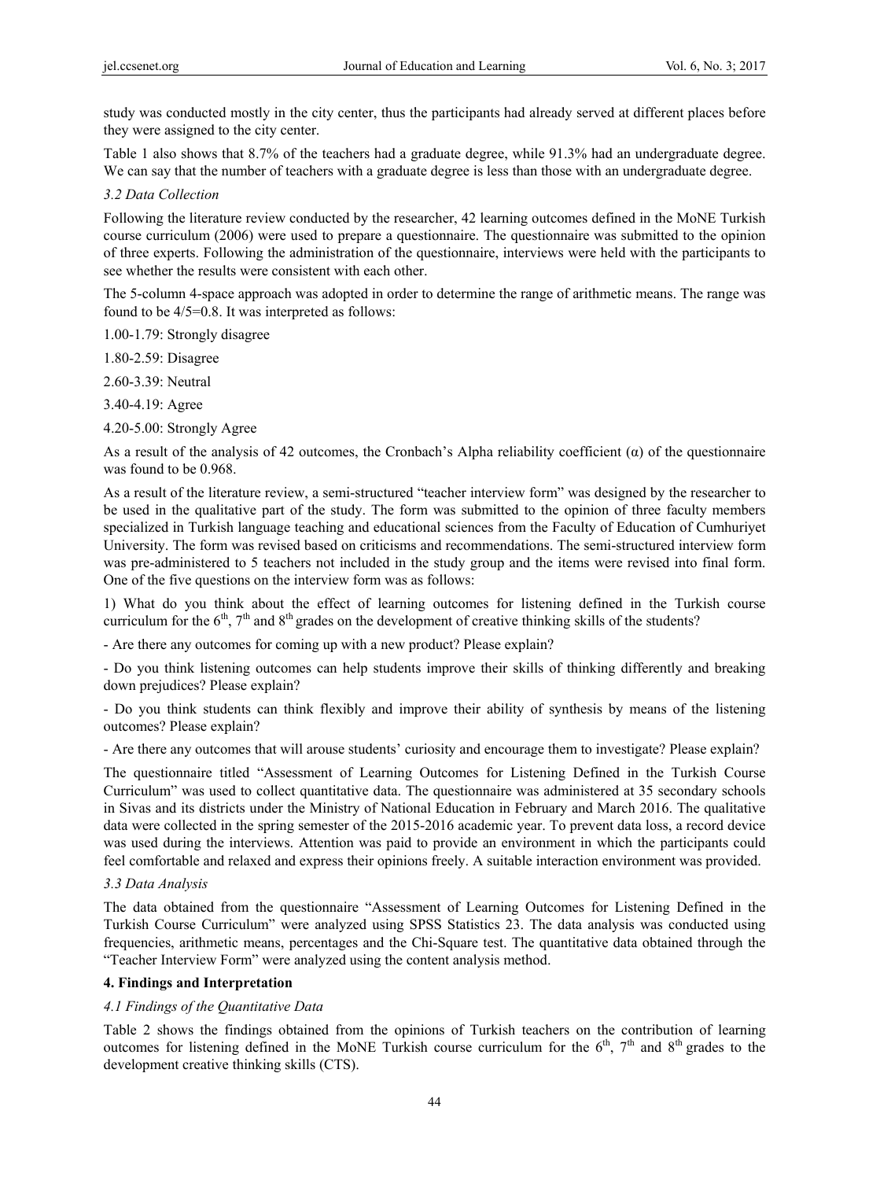study was conducted mostly in the city center, thus the participants had already served at different places before they were assigned to the city center.

Table 1 also shows that 8.7% of the teachers had a graduate degree, while 91.3% had an undergraduate degree. We can say that the number of teachers with a graduate degree is less than those with an undergraduate degree.

### *3.2 Data Collection*

Following the literature review conducted by the researcher, 42 learning outcomes defined in the MoNE Turkish course curriculum (2006) were used to prepare a questionnaire. The questionnaire was submitted to the opinion of three experts. Following the administration of the questionnaire, interviews were held with the participants to see whether the results were consistent with each other.

The 5-column 4-space approach was adopted in order to determine the range of arithmetic means. The range was found to be 4/5=0.8. It was interpreted as follows:

1.00-1.79: Strongly disagree

1.80-2.59: Disagree

2.60-3.39: Neutral

3.40-4.19: Agree

4.20-5.00: Strongly Agree

As a result of the analysis of 42 outcomes, the Cronbach's Alpha reliability coefficient ($\alpha$) of the questionnaire was found to be 0.968.

As a result of the literature review, a semi-structured "teacher interview form" was designed by the researcher to be used in the qualitative part of the study. The form was submitted to the opinion of three faculty members specialized in Turkish language teaching and educational sciences from the Faculty of Education of Cumhuriyet University. The form was revised based on criticisms and recommendations. The semi-structured interview form was pre-administered to 5 teachers not included in the study group and the items were revised into final form. One of the five questions on the interview form was as follows:

1) What do you think about the effect of learning outcomes for listening defined in the Turkish course curriculum for the 6th, 7th and 8th grades on the development of creative thinking skills of the students?

- Are there any outcomes for coming up with a new product? Please explain?

- Do you think listening outcomes can help students improve their skills of thinking differently and breaking down prejudices? Please explain?

- Do you think students can think flexibly and improve their ability of synthesis by means of the listening outcomes? Please explain?

- Are there any outcomes that will arouse students' curiosity and encourage them to investigate? Please explain?

The questionnaire titled "Assessment of Learning Outcomes for Listening Defined in the Turkish Course Curriculum" was used to collect quantitative data. The questionnaire was administered at 35 secondary schools in Sivas and its districts under the Ministry of National Education in February and March 2016. The qualitative data were collected in the spring semester of the 2015-2016 academic year. To prevent data loss, a record device was used during the interviews. Attention was paid to provide an environment in which the participants could feel comfortable and relaxed and express their opinions freely. A suitable interaction environment was provided.

### *3.3 Data Analysis*

The data obtained from the questionnaire "Assessment of Learning Outcomes for Listening Defined in the Turkish Course Curriculum" were analyzed using SPSS Statistics 23. The data analysis was conducted using frequencies, arithmetic means, percentages and the Chi-Square test. The quantitative data obtained through the "Teacher Interview Form" were analyzed using the content analysis method.

## 4. Findings and Interpretation

### *4.1 Findings of the Quantitative Data*

Table 2 shows the findings obtained from the opinions of Turkish teachers on the contribution of learning outcomes for listening defined in the MoNE Turkish course curriculum for the 6th, 7th and 8th grades to the development creative thinking skills (CTS).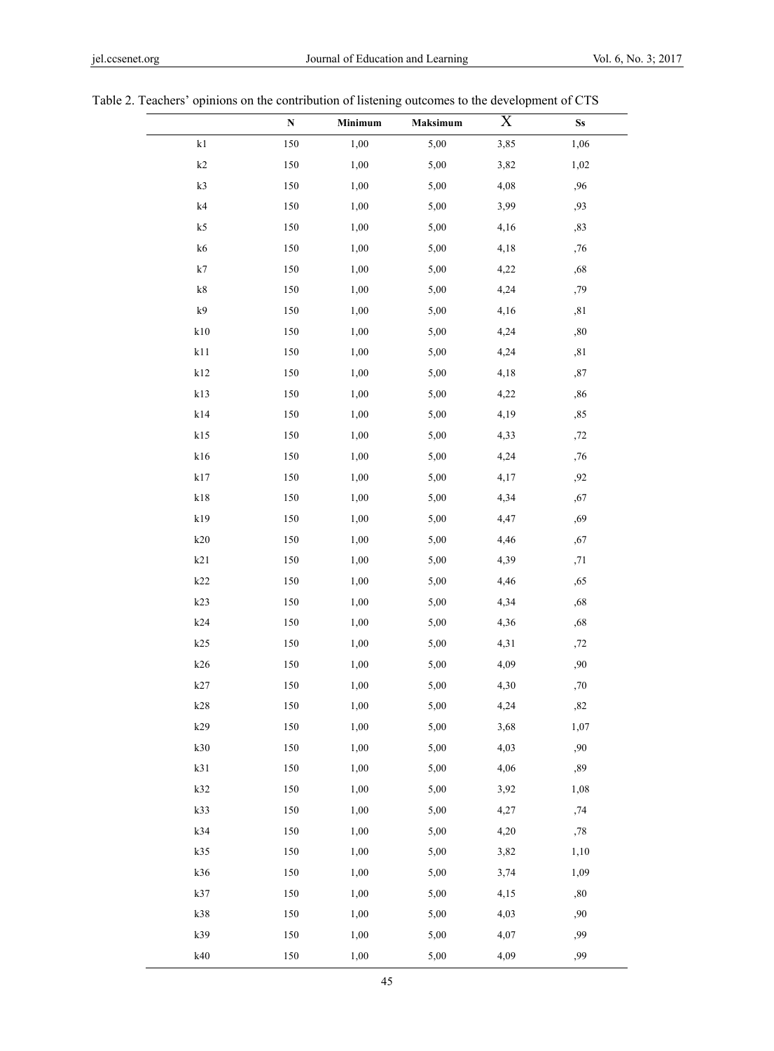Table 2. Teachers' opinions on the contribution of listening outcomes to the development of CTS

| | N | Minimum | Maksimum | X | Ss |
|---|---|---|---|---|---|
| k1 | 150 | 1,00 | 5,00 | 3,85 | 1,06 |
| k2 | 150 | 1,00 | 5,00 | 3,82 | 1,02 |
| k3 | 150 | 1,00 | 5,00 | 4,08 | ,96 |
| k4 | 150 | 1,00 | 5,00 | 3,99 | ,93 |
| k5 | 150 | 1,00 | 5,00 | 4,16 | ,83 |
| k6 | 150 | 1,00 | 5,00 | 4,18 | ,76 |
| k7 | 150 | 1,00 | 5,00 | 4,22 | ,68 |
| k8 | 150 | 1,00 | 5,00 | 4,24 | ,79 |
| k9 | 150 | 1,00 | 5,00 | 4,16 | ,81 |
| k10 | 150 | 1,00 | 5,00 | 4,24 | ,80 |
| k11 | 150 | 1,00 | 5,00 | 4,24 | ,81 |
| k12 | 150 | 1,00 | 5,00 | 4,18 | ,87 |
| k13 | 150 | 1,00 | 5,00 | 4,22 | ,86 |
| k14 | 150 | 1,00 | 5,00 | 4,19 | ,85 |
| k15 | 150 | 1,00 | 5,00 | 4,33 | ,72 |
| k16 | 150 | 1,00 | 5,00 | 4,24 | ,76 |
| k17 | 150 | 1,00 | 5,00 | 4,17 | ,92 |
| k18 | 150 | 1,00 | 5,00 | 4,34 | ,67 |
| k19 | 150 | 1,00 | 5,00 | 4,47 | ,69 |
| k20 | 150 | 1,00 | 5,00 | 4,46 | ,67 |
| k21 | 150 | 1,00 | 5,00 | 4,39 | ,71 |
| k22 | 150 | 1,00 | 5,00 | 4,46 | ,65 |
| k23 | 150 | 1,00 | 5,00 | 4,34 | ,68 |
| k24 | 150 | 1,00 | 5,00 | 4,36 | ,68 |
| k25 | 150 | 1,00 | 5,00 | 4,31 | ,72 |
| k26 | 150 | 1,00 | 5,00 | 4,09 | ,90 |
| k27 | 150 | 1,00 | 5,00 | 4,30 | ,70 |
| k28 | 150 | 1,00 | 5,00 | 4,24 | ,82 |
| k29 | 150 | 1,00 | 5,00 | 3,68 | 1,07 |
| k30 | 150 | 1,00 | 5,00 | 4,03 | ,90 |
| k31 | 150 | 1,00 | 5,00 | 4,06 | ,89 |
| k32 | 150 | 1,00 | 5,00 | 3,92 | 1,08 |
| k33 | 150 | 1,00 | 5,00 | 4,27 | ,74 |
| k34 | 150 | 1,00 | 5,00 | 4,20 | ,78 |
| k35 | 150 | 1,00 | 5,00 | 3,82 | 1,10 |
| k36 | 150 | 1,00 | 5,00 | 3,74 | 1,09 |
| k37 | 150 | 1,00 | 5,00 | 4,15 | ,80 |
| k38 | 150 | 1,00 | 5,00 | 4,03 | ,90 |
| k39 | 150 | 1,00 | 5,00 | 4,07 | ,99 |
| k40 | 150 | 1,00 | 5,00 | 4,09 | ,99 |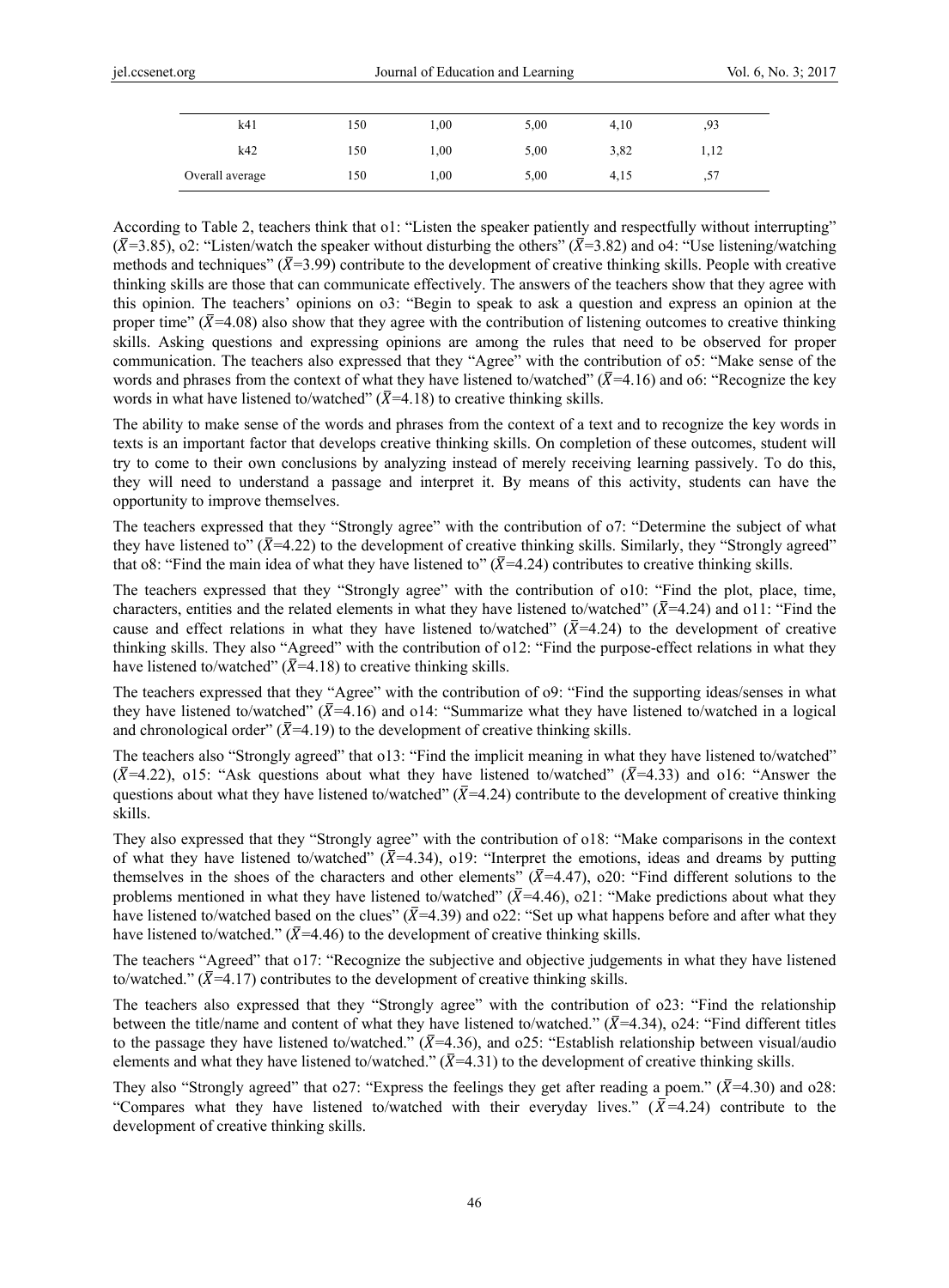| | | | | | |
|---|---|---|---|---|---|
| k41 | 150 | 1,00 | 5,00 | 4,10 | ,93 |
| k42 | 150 | 1,00 | 5,00 | 3,82 | 1,12 |
| Overall average | 150 | 1,00 | 5,00 | 4,15 | ,57 |

According to Table 2, teachers think that o1: "Listen the speaker patiently and respectfully without interrupting" ($\bar{X}$=3.85), o2: "Listen/watch the speaker without disturbing the others" ($\bar{X}$=3.82) and o4: "Use listening/watching methods and techniques" ($\bar{X}$=3.99) contribute to the development of creative thinking skills. People with creative thinking skills are those that can communicate effectively. The answers of the teachers show that they agree with this opinion. The teachers' opinions on o3: "Begin to speak to ask a question and express an opinion at the proper time" ($\bar{X}$=4.08) also show that they agree with the contribution of listening outcomes to creative thinking skills. Asking questions and expressing opinions are among the rules that need to be observed for proper communication. The teachers also expressed that they "Agree" with the contribution of o5: "Make sense of the words and phrases from the context of what they have listened to/watched" ($\bar{X}$=4.16) and o6: "Recognize the key words in what have listened to/watched" ($\bar{X}$=4.18) to creative thinking skills.

The ability to make sense of the words and phrases from the context of a text and to recognize the key words in texts is an important factor that develops creative thinking skills. On completion of these outcomes, student will try to come to their own conclusions by analyzing instead of merely receiving learning passively. To do this, they will need to understand a passage and interpret it. By means of this activity, students can have the opportunity to improve themselves.

The teachers expressed that they "Strongly agree" with the contribution of o7: "Determine the subject of what they have listened to" ($\bar{X}$=4.22) to the development of creative thinking skills. Similarly, they "Strongly agreed" that o8: "Find the main idea of what they have listened to" ($\bar{X}$=4.24) contributes to creative thinking skills.

The teachers expressed that they "Strongly agree" with the contribution of o10: "Find the plot, place, time, characters, entities and the related elements in what they have listened to/watched" ($\bar{X}$=4.24) and o11: "Find the cause and effect relations in what they have listened to/watched" ($\bar{X}$=4.24) to the development of creative thinking skills. They also "Agreed" with the contribution of o12: "Find the purpose-effect relations in what they have listened to/watched" ($\bar{X}$=4.18) to creative thinking skills.

The teachers expressed that they "Agree" with the contribution of o9: "Find the supporting ideas/senses in what they have listened to/watched" ($\bar{X}$=4.16) and o14: "Summarize what they have listened to/watched in a logical and chronological order" ($\bar{X}$=4.19) to the development of creative thinking skills.

The teachers also "Strongly agreed" that o13: "Find the implicit meaning in what they have listened to/watched" ($\bar{X}$=4.22), o15: "Ask questions about what they have listened to/watched" ($\bar{X}$=4.33) and o16: "Answer the questions about what they have listened to/watched" ($\bar{X}$=4.24) contribute to the development of creative thinking skills.

They also expressed that they "Strongly agree" with the contribution of o18: "Make comparisons in the context of what they have listened to/watched" ($\bar{X}$=4.34), o19: "Interpret the emotions, ideas and dreams by putting themselves in the shoes of the characters and other elements" ($\bar{X}$=4.47), o20: "Find different solutions to the problems mentioned in what they have listened to/watched" ($\bar{X}$=4.46), o21: "Make predictions about what they have listened to/watched based on the clues" ($\bar{X}$=4.39) and o22: "Set up what happens before and after what they have listened to/watched." ($\bar{X}$=4.46) to the development of creative thinking skills.

The teachers "Agreed" that o17: "Recognize the subjective and objective judgements in what they have listened to/watched." ($\bar{X}$=4.17) contributes to the development of creative thinking skills.

The teachers also expressed that they "Strongly agree" with the contribution of o23: "Find the relationship between the title/name and content of what they have listened to/watched." ($\bar{X}$=4.34), o24: "Find different titles to the passage they have listened to/watched." ($\bar{X}$=4.36), and o25: "Establish relationship between visual/audio elements and what they have listened to/watched." ($\bar{X}$=4.31) to the development of creative thinking skills.

They also "Strongly agreed" that o27: "Express the feelings they get after reading a poem." ($\bar{X}$=4.30) and o28: "Compares what they have listened to/watched with their everyday lives." ($\bar{X}$=4.24) contribute to the development of creative thinking skills.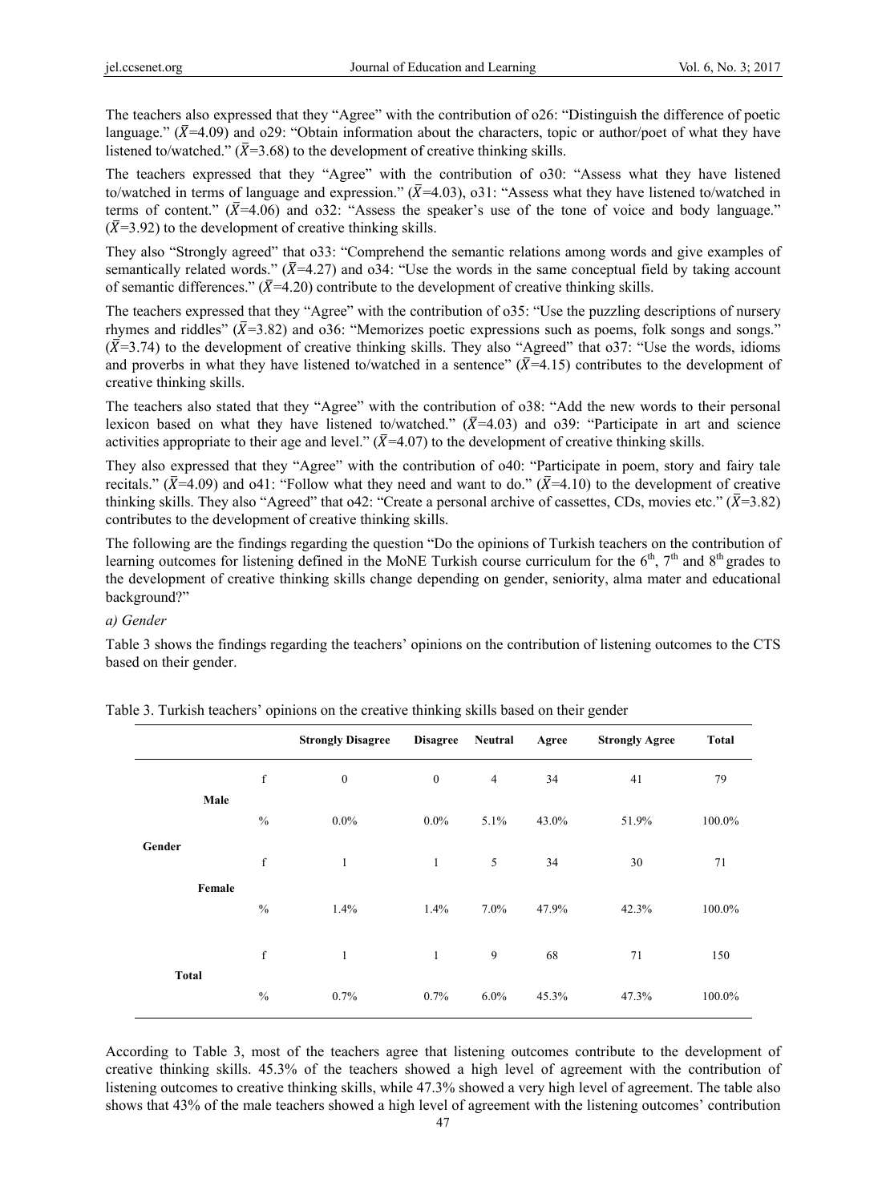The teachers also expressed that they "Agree" with the contribution of o26: "Distinguish the difference of poetic language." ($\bar{X}$=4.09) and o29: "Obtain information about the characters, topic or author/poet of what they have listened to/watched." ($\bar{X}$=3.68) to the development of creative thinking skills.

The teachers expressed that they "Agree" with the contribution of o30: "Assess what they have listened to/watched in terms of language and expression." ($\bar{X}$=4.03), o31: "Assess what they have listened to/watched in terms of content." ($\bar{X}$=4.06) and o32: "Assess the speaker's use of the tone of voice and body language." ($\bar{X}$=3.92) to the development of creative thinking skills.

They also "Strongly agreed" that o33: "Comprehend the semantic relations among words and give examples of semantically related words." ($\bar{X}$=4.27) and o34: "Use the words in the same conceptual field by taking account of semantic differences." ($\bar{X}$=4.20) contribute to the development of creative thinking skills.

The teachers expressed that they "Agree" with the contribution of o35: "Use the puzzling descriptions of nursery rhymes and riddles" ($\bar{X}$=3.82) and o36: "Memorizes poetic expressions such as poems, folk songs and songs." ($\bar{X}$=3.74) to the development of creative thinking skills. They also "Agreed" that o37: "Use the words, idioms and proverbs in what they have listened to/watched in a sentence" ($\bar{X}$=4.15) contributes to the development of creative thinking skills.

The teachers also stated that they "Agree" with the contribution of o38: "Add the new words to their personal lexicon based on what they have listened to/watched." ($\bar{X}$=4.03) and o39: "Participate in art and science activities appropriate to their age and level." ($\bar{X}$=4.07) to the development of creative thinking skills.

They also expressed that they "Agree" with the contribution of o40: "Participate in poem, story and fairy tale recitals." ($\bar{X}$=4.09) and o41: "Follow what they need and want to do." ($\bar{X}$=4.10) to the development of creative thinking skills. They also "Agreed" that o42: "Create a personal archive of cassettes, CDs, movies etc." ($\bar{X}$=3.82) contributes to the development of creative thinking skills.

The following are the findings regarding the question "Do the opinions of Turkish teachers on the contribution of learning outcomes for listening defined in the MoNE Turkish course curriculum for the 6th, 7th and 8th grades to the development of creative thinking skills change depending on gender, seniority, alma mater and educational background?"

*a) Gender*

Table 3 shows the findings regarding the teachers' opinions on the contribution of listening outcomes to the CTS based on their gender.

Table 3. Turkish teachers' opinions on the creative thinking skills based on their gender

| | | | **Strongly Disagree** | **Disagree** | **Neutral** | **Agree** | **Strongly Agree** | **Total** |
|---|---|---|---|---|---|---|---|---|
| Gender | Male | f | 0 | 0 | 4 | 34 | 41 | 79 |
| | | % | 0.0% | 0.0% | 5.1% | 43.0% | 51.9% | 100.0% |
| | Female | f | 1 | 1 | 5 | 34 | 30 | 71 |
| | | % | 1.4% | 1.4% | 7.0% | 47.9% | 42.3% | 100.0% |
| Total | | f | 1 | 1 | 9 | 68 | 71 | 150 |
| | | % | 0.7% | 0.7% | 6.0% | 45.3% | 47.3% | 100.0% |

According to Table 3, most of the teachers agree that listening outcomes contribute to the development of creative thinking skills. 45.3% of the teachers showed a high level of agreement with the contribution of listening outcomes to creative thinking skills, while 47.3% showed a very high level of agreement. The table also shows that 43% of the male teachers showed a high level of agreement with the listening outcomes' contribution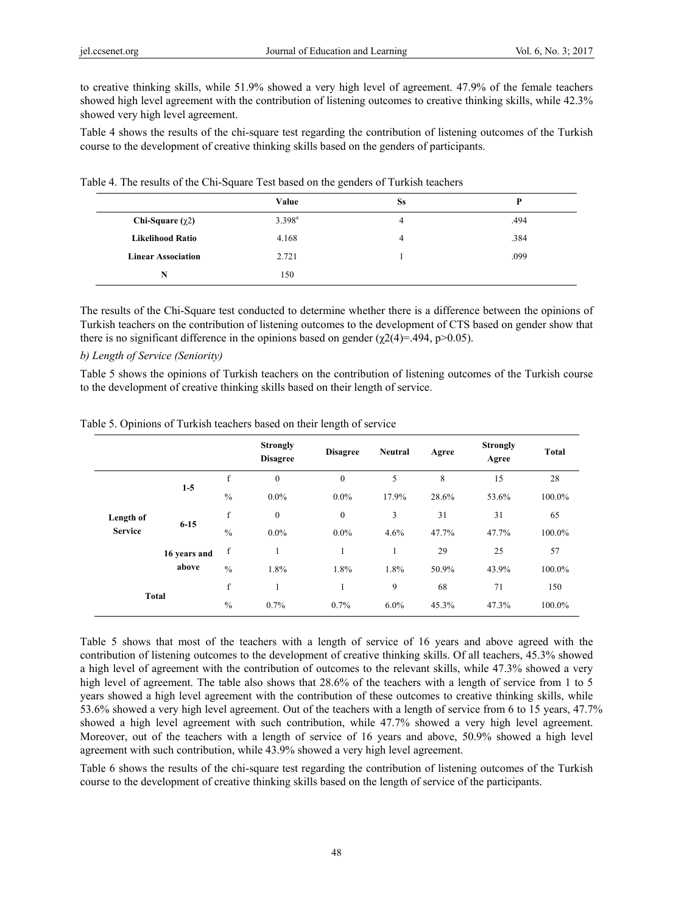to creative thinking skills, while 51.9% showed a very high level of agreement. 47.9% of the female teachers showed high level agreement with the contribution of listening outcomes to creative thinking skills, while 42.3% showed very high level agreement.

Table 4 shows the results of the chi-square test regarding the contribution of listening outcomes of the Turkish course to the development of creative thinking skills based on the genders of participants.

Table 4. The results of the Chi-Square Test based on the genders of Turkish teachers

| | Value | Ss | P |
|---|---|---|---|
| **Chi-Square ($\chi 2$)** | 3.398[a] | 4 | .494 |
| **Likelihood Ratio** | 4.168 | 4 | .384 |
| **Linear Association** | 2.721 | 1 | .099 |
| **N** | 150 | | |

The results of the Chi-Square test conducted to determine whether there is a difference between the opinions of Turkish teachers on the contribution of listening outcomes to the development of CTS based on gender show that there is no significant difference in the opinions based on gender ($\chi 2(4)=.494$, $p>0.05$).

*b) Length of Service (Seniority)*

Table 5 shows the opinions of Turkish teachers on the contribution of listening outcomes of the Turkish course to the development of creative thinking skills based on their length of service.

Table 5. Opinions of Turkish teachers based on their length of service

| | | | Strongly Disagree | Disagree | Neutral | Agree | Strongly Agree | Total |
|---|---|---|---|---|---|---|---|---|
| **Length of Service** | **1-5** | f | 0 | 0 | 5 | 8 | 15 | 28 |
| | | % | 0.0% | 0.0% | 17.9% | 28.6% | 53.6% | 100.0% |
| | **6-15** | f | 0 | 0 | 3 | 31 | 31 | 65 |
| | | % | 0.0% | 0.0% | 4.6% | 47.7% | 47.7% | 100.0% |
| | **16 years and above** | f | 1 | 1 | 1 | 29 | 25 | 57 |
| | | % | 1.8% | 1.8% | 1.8% | 50.9% | 43.9% | 100.0% |
| **Total** | | f | 1 | 1 | 9 | 68 | 71 | 150 |
| | | % | 0.7% | 0.7% | 6.0% | 45.3% | 47.3% | 100.0% |

Table 5 shows that most of the teachers with a length of service of 16 years and above agreed with the contribution of listening outcomes to the development of creative thinking skills. Of all teachers, 45.3% showed a high level of agreement with the contribution of outcomes to the relevant skills, while 47.3% showed a very high level of agreement. The table also shows that 28.6% of the teachers with a length of service from 1 to 5 years showed a high level agreement with the contribution of these outcomes to creative thinking skills, while 53.6% showed a very high level agreement. Out of the teachers with a length of service from 6 to 15 years, 47.7% showed a high level agreement with such contribution, while 47.7% showed a very high level agreement. Moreover, out of the teachers with a length of service of 16 years and above, 50.9% showed a high level agreement with such contribution, while 43.9% showed a very high level agreement.

Table 6 shows the results of the chi-square test regarding the contribution of listening outcomes of the Turkish course to the development of creative thinking skills based on the length of service of the participants.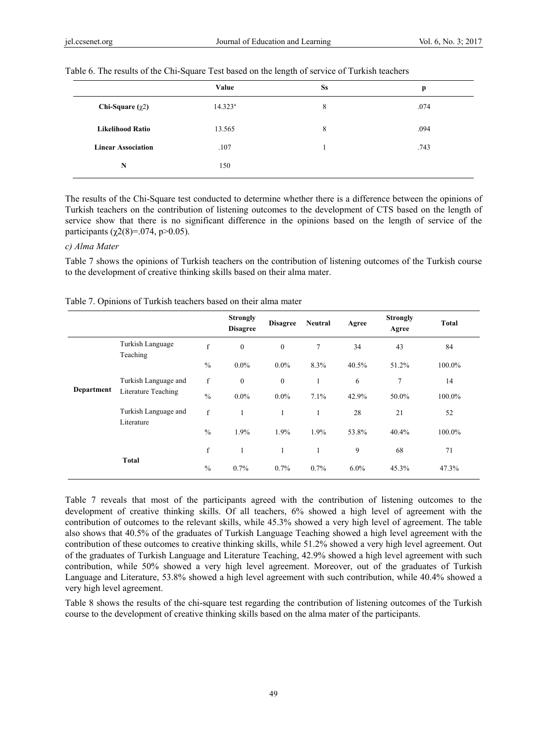Table 6. The results of the Chi-Square Test based on the length of service of Turkish teachers

| | Value | Ss | p |
|---|---|---|---|
| **Chi-Square (χ2)** | 14.323[a] | 8 | .074 |
| **Likelihood Ratio** | 13.565 | 8 | .094 |
| **Linear Association** | .107 | 1 | .743 |
| **N** | 150 | | |

The results of the Chi-Square test conducted to determine whether there is a difference between the opinions of Turkish teachers on the contribution of listening outcomes to the development of CTS based on the length of service show that there is no significant difference in the opinions based on the length of service of the participants ($\chi2(8)=.074$, $p>0.05$).

*c) Alma Mater*

Table 7 shows the opinions of Turkish teachers on the contribution of listening outcomes of the Turkish course to the development of creative thinking skills based on their alma mater.

Table 7. Opinions of Turkish teachers based on their alma mater

| | | | Strongly Disagree | Disagree | Neutral | Agree | Strongly Agree | Total |
|---|---|---|---|---|---|---|---|---|
| **Department** | Turkish Language Teaching | f | 0 | 0 | 7 | 34 | 43 | 84 |
| | | % | 0.0% | 0.0% | 8.3% | 40.5% | 51.2% | 100.0% |
| | Turkish Language and Literature Teaching | f | 0 | 0 | 1 | 6 | 7 | 14 |
| | | % | 0.0% | 0.0% | 7.1% | 42.9% | 50.0% | 100.0% |
| | Turkish Language and Literature | f | 1 | 1 | 1 | 28 | 21 | 52 |
| | | % | 1.9% | 1.9% | 1.9% | 53.8% | 40.4% | 100.0% |
| **Total** | | f | 1 | 1 | 1 | 9 | 68 | 71 |
| | | % | 0.7% | 0.7% | 0.7% | 6.0% | 45.3% | 47.3% |

Table 7 reveals that most of the participants agreed with the contribution of listening outcomes to the development of creative thinking skills. Of all teachers, 6% showed a high level of agreement with the contribution of outcomes to the relevant skills, while 45.3% showed a very high level of agreement. The table also shows that 40.5% of the graduates of Turkish Language Teaching showed a high level agreement with the contribution of these outcomes to creative thinking skills, while 51.2% showed a very high level agreement. Out of the graduates of Turkish Language and Literature Teaching, 42.9% showed a high level agreement with such contribution, while 50% showed a very high level agreement. Moreover, out of the graduates of Turkish Language and Literature, 53.8% showed a high level agreement with such contribution, while 40.4% showed a very high level agreement.

Table 8 shows the results of the chi-square test regarding the contribution of listening outcomes of the Turkish course to the development of creative thinking skills based on the alma mater of the participants.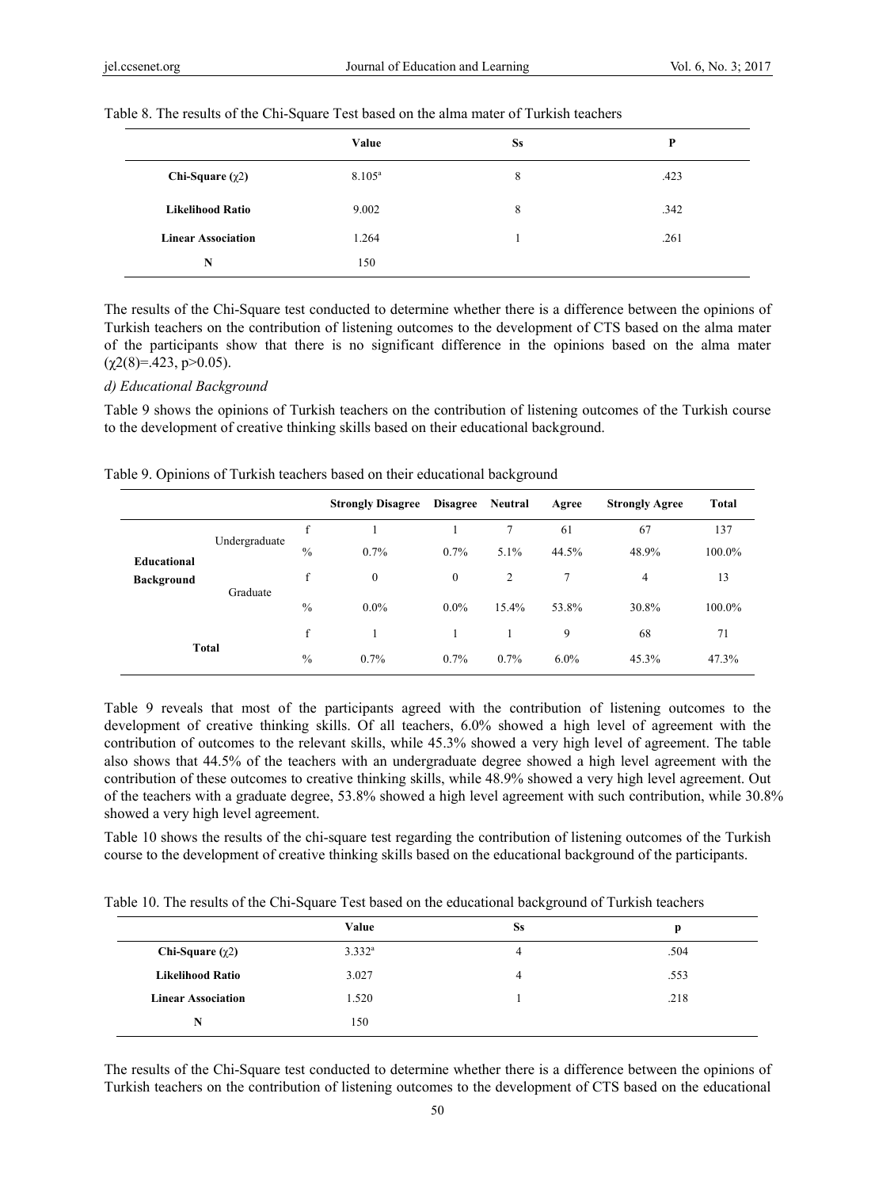Table 8. The results of the Chi-Square Test based on the alma mater of Turkish teachers

| | Value | Ss | P |
|---|---|---|---|
| **Chi-Square (χ2)** | 8.105[a] | 8 | .423 |
| **Likelihood Ratio** | 9.002 | 8 | .342 |
| **Linear Association** | 1.264 | 1 | .261 |
| **N** | 150 | | |

The results of the Chi-Square test conducted to determine whether there is a difference between the opinions of Turkish teachers on the contribution of listening outcomes to the development of CTS based on the alma mater of the participants show that there is no significant difference in the opinions based on the alma mater ($\chi2(8)$=.423, p>0.05).

*d) Educational Background*

Table 9 shows the opinions of Turkish teachers on the contribution of listening outcomes of the Turkish course to the development of creative thinking skills based on their educational background.

Table 9. Opinions of Turkish teachers based on their educational background

| | | | Strongly Disagree | Disagree | Neutral | Agree | Strongly Agree | Total |
|---|---|---|---|---|---|---|---|---|
| **Educational Background** | Undergraduate | f | 1 | 1 | 7 | 61 | 67 | 137 |
| | | % | 0.7% | 0.7% | 5.1% | 44.5% | 48.9% | 100.0% |
| | Graduate | f | 0 | 0 | 2 | 7 | 4 | 13 |
| | | % | 0.0% | 0.0% | 15.4% | 53.8% | 30.8% | 100.0% |
| **Total** | | f | 1 | 1 | 1 | 9 | 68 | 71 |
| | | % | 0.7% | 0.7% | 0.7% | 6.0% | 45.3% | 47.3% |

Table 9 reveals that most of the participants agreed with the contribution of listening outcomes to the development of creative thinking skills. Of all teachers, 6.0% showed a high level of agreement with the contribution of outcomes to the relevant skills, while 45.3% showed a very high level of agreement. The table also shows that 44.5% of the teachers with an undergraduate degree showed a high level agreement with the contribution of these outcomes to creative thinking skills, while 48.9% showed a very high level agreement. Out of the teachers with a graduate degree, 53.8% showed a high level agreement with such contribution, while 30.8% showed a very high level agreement.

Table 10 shows the results of the chi-square test regarding the contribution of listening outcomes of the Turkish course to the development of creative thinking skills based on the educational background of the participants.

Table 10. The results of the Chi-Square Test based on the educational background of Turkish teachers

| | Value | Ss | p |
|---|---|---|---|
| **Chi-Square (χ2)** | 3.332[a] | 4 | .504 |
| **Likelihood Ratio** | 3.027 | 4 | .553 |
| **Linear Association** | 1.520 | 1 | .218 |
| **N** | 150 | | |

The results of the Chi-Square test conducted to determine whether there is a difference between the opinions of Turkish teachers on the contribution of listening outcomes to the development of CTS based on the educational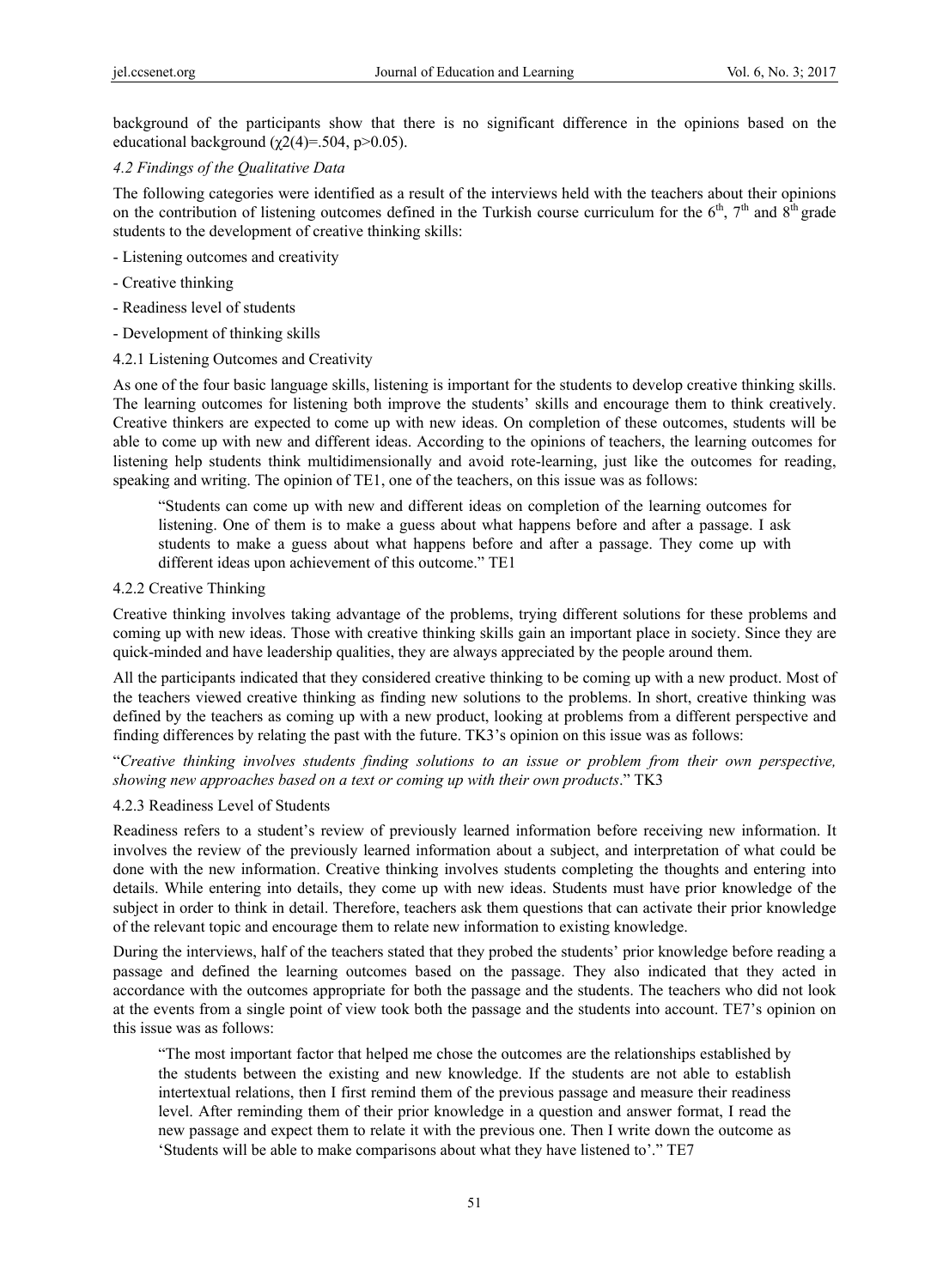background of the participants show that there is no significant difference in the opinions based on the educational background ($\chi2(4)=.504$, $p>0.05$).

### *4.2 Findings of the Qualitative Data*

The following categories were identified as a result of the interviews held with the teachers about their opinions on the contribution of listening outcomes defined in the Turkish course curriculum for the 6th, 7th and 8th grade students to the development of creative thinking skills:

- Listening outcomes and creativity
- Creative thinking
- Readiness level of students
- Development of thinking skills

#### 4.2.1 Listening Outcomes and Creativity

As one of the four basic language skills, listening is important for the students to develop creative thinking skills. The learning outcomes for listening both improve the students' skills and encourage them to think creatively. Creative thinkers are expected to come up with new ideas. On completion of these outcomes, students will be able to come up with new and different ideas. According to the opinions of teachers, the learning outcomes for listening help students think multidimensionally and avoid rote-learning, just like the outcomes for reading, speaking and writing. The opinion of TE1, one of the teachers, on this issue was as follows:

> "Students can come up with new and different ideas on completion of the learning outcomes for listening. One of them is to make a guess about what happens before and after a passage. I ask students to make a guess about what happens before and after a passage. They come up with different ideas upon achievement of this outcome." TE1

#### 4.2.2 Creative Thinking

Creative thinking involves taking advantage of the problems, trying different solutions for these problems and coming up with new ideas. Those with creative thinking skills gain an important place in society. Since they are quick-minded and have leadership qualities, they are always appreciated by the people around them.

All the participants indicated that they considered creative thinking to be coming up with a new product. Most of the teachers viewed creative thinking as finding new solutions to the problems. In short, creative thinking was defined by the teachers as coming up with a new product, looking at problems from a different perspective and finding differences by relating the past with the future. TK3's opinion on this issue was as follows:

"*Creative thinking involves students finding solutions to an issue or problem from their own perspective, showing new approaches based on a text or coming up with their own products*." TK3

#### 4.2.3 Readiness Level of Students

Readiness refers to a student's review of previously learned information before receiving new information. It involves the review of the previously learned information about a subject, and interpretation of what could be done with the new information. Creative thinking involves students completing the thoughts and entering into details. While entering into details, they come up with new ideas. Students must have prior knowledge of the subject in order to think in detail. Therefore, teachers ask them questions that can activate their prior knowledge of the relevant topic and encourage them to relate new information to existing knowledge.

During the interviews, half of the teachers stated that they probed the students' prior knowledge before reading a passage and defined the learning outcomes based on the passage. They also indicated that they acted in accordance with the outcomes appropriate for both the passage and the students. The teachers who did not look at the events from a single point of view took both the passage and the students into account. TE7's opinion on this issue was as follows:

> "The most important factor that helped me chose the outcomes are the relationships established by the students between the existing and new knowledge. If the students are not able to establish intertextual relations, then I first remind them of the previous passage and measure their readiness level. After reminding them of their prior knowledge in a question and answer format, I read the new passage and expect them to relate it with the previous one. Then I write down the outcome as 'Students will be able to make comparisons about what they have listened to'." TE7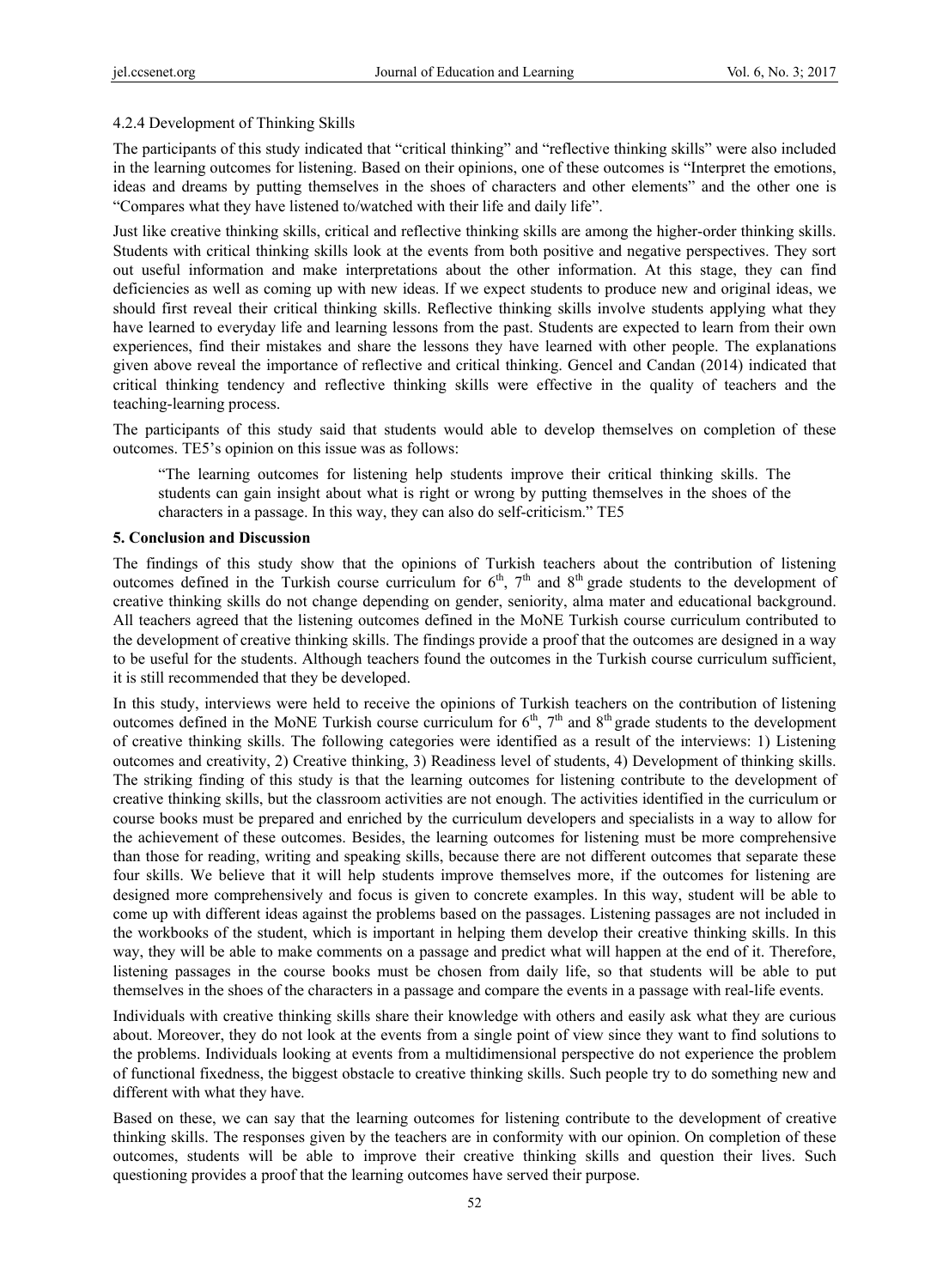#### 4.2.4 Development of Thinking Skills

The participants of this study indicated that "critical thinking" and "reflective thinking skills" were also included in the learning outcomes for listening. Based on their opinions, one of these outcomes is "Interpret the emotions, ideas and dreams by putting themselves in the shoes of characters and other elements" and the other one is "Compares what they have listened to/watched with their life and daily life".

Just like creative thinking skills, critical and reflective thinking skills are among the higher-order thinking skills. Students with critical thinking skills look at the events from both positive and negative perspectives. They sort out useful information and make interpretations about the other information. At this stage, they can find deficiencies as well as coming up with new ideas. If we expect students to produce new and original ideas, we should first reveal their critical thinking skills. Reflective thinking skills involve students applying what they have learned to everyday life and learning lessons from the past. Students are expected to learn from their own experiences, find their mistakes and share the lessons they have learned with other people. The explanations given above reveal the importance of reflective and critical thinking. Gencel and Candan (2014) indicated that critical thinking tendency and reflective thinking skills were effective in the quality of teachers and the teaching-learning process.

The participants of this study said that students would able to develop themselves on completion of these outcomes. TE5's opinion on this issue was as follows:

> "The learning outcomes for listening help students improve their critical thinking skills. The students can gain insight about what is right or wrong by putting themselves in the shoes of the characters in a passage. In this way, they can also do self-criticism." TE5

## 5. Conclusion and Discussion

The findings of this study show that the opinions of Turkish teachers about the contribution of listening outcomes defined in the Turkish course curriculum for 6th, 7th and 8th grade students to the development of creative thinking skills do not change depending on gender, seniority, alma mater and educational background. All teachers agreed that the listening outcomes defined in the MoNE Turkish course curriculum contributed to the development of creative thinking skills. The findings provide a proof that the outcomes are designed in a way to be useful for the students. Although teachers found the outcomes in the Turkish course curriculum sufficient, it is still recommended that they be developed.

In this study, interviews were held to receive the opinions of Turkish teachers on the contribution of listening outcomes defined in the MoNE Turkish course curriculum for 6th, 7th and 8th grade students to the development of creative thinking skills. The following categories were identified as a result of the interviews: 1) Listening outcomes and creativity, 2) Creative thinking, 3) Readiness level of students, 4) Development of thinking skills. The striking finding of this study is that the learning outcomes for listening contribute to the development of creative thinking skills, but the classroom activities are not enough. The activities identified in the curriculum or course books must be prepared and enriched by the curriculum developers and specialists in a way to allow for the achievement of these outcomes. Besides, the learning outcomes for listening must be more comprehensive than those for reading, writing and speaking skills, because there are not different outcomes that separate these four skills. We believe that it will help students improve themselves more, if the outcomes for listening are designed more comprehensively and focus is given to concrete examples. In this way, student will be able to come up with different ideas against the problems based on the passages. Listening passages are not included in the workbooks of the student, which is important in helping them develop their creative thinking skills. In this way, they will be able to make comments on a passage and predict what will happen at the end of it. Therefore, listening passages in the course books must be chosen from daily life, so that students will be able to put themselves in the shoes of the characters in a passage and compare the events in a passage with real-life events.

Individuals with creative thinking skills share their knowledge with others and easily ask what they are curious about. Moreover, they do not look at the events from a single point of view since they want to find solutions to the problems. Individuals looking at events from a multidimensional perspective do not experience the problem of functional fixedness, the biggest obstacle to creative thinking skills. Such people try to do something new and different with what they have.

Based on these, we can say that the learning outcomes for listening contribute to the development of creative thinking skills. The responses given by the teachers are in conformity with our opinion. On completion of these outcomes, students will be able to improve their creative thinking skills and question their lives. Such questioning provides a proof that the learning outcomes have served their purpose.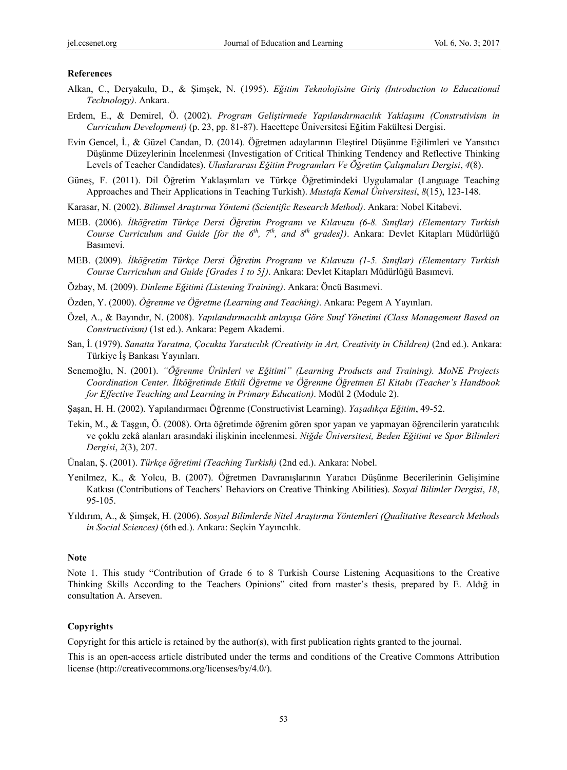## References

Alkan, C., Deryakulu, D., & Şimşek, N. (1995). *Eğitim Teknolojisine Giriş (Introduction to Educational Technology)*. Ankara.

Erdem, E., & Demirel, Ö. (2002). *Program Geliştirmede Yapılandırmacılık Yaklaşımı (Construtivism in Curriculum Development)* (p. 23, pp. 81-87). Hacettepe Üniversitesi Eğitim Fakültesi Dergisi.

Evin Gencel, İ., & Güzel Candan, D. (2014). Öğretmen adaylarının Eleştirel Düşünme Eğilimleri ve Yansıtıcı Düşünme Düzeylerinin İncelenmesi (Investigation of Critical Thinking Tendency and Reflective Thinking Levels of Teacher Candidates). *Uluslararası Eğitim Programları Ve Öğretim Çalışmaları Dergisi*, *4*(8).

Güneş, F. (2011). Dil Öğretim Yaklaşımları ve Türkçe Öğretimindeki Uygulamalar (Language Teaching Approaches and Their Applications in Teaching Turkish). *Mustafa Kemal Üniversitesi*, *8*(15), 123-148.

Karasar, N. (2002). *Bilimsel Araştırma Yöntemi (Scientific Research Method)*. Ankara: Nobel Kitabevi.

MEB. (2006). *İlköğretim Türkçe Dersi Öğretim Programı ve Kılavuzu (6-8. Sınıflar) (Elementary Turkish Course Curriculum and Guide [for the 6th, 7th, and 8th grades])*. Ankara: Devlet Kitapları Müdürlüğü Basımevi.

MEB. (2009). *İlköğretim Türkçe Dersi Öğretim Programı ve Kılavuzu (1-5. Sınıflar) (Elementary Turkish Course Curriculum and Guide [Grades 1 to 5])*. Ankara: Devlet Kitapları Müdürlüğü Basımevi.

Özbay, M. (2009). *Dinleme Eğitimi (Listening Training)*. Ankara: Öncü Basımevi.

Özden, Y. (2000). *Öğrenme ve Öğretme (Learning and Teaching)*. Ankara: Pegem A Yayınları.

Özel, A., & Bayındır, N. (2008). *Yapılandırmacılık anlayışa Göre Sınıf Yönetimi (Class Management Based on Constructivism)* (1st ed.). Ankara: Pegem Akademi.

San, İ. (1979). *Sanatta Yaratma, Çocukta Yaratıcılık (Creativity in Art, Creativity in Children)* (2nd ed.). Ankara: Türkiye İş Bankası Yayınları.

Senemoğlu, N. (2001). *"Öğrenme Ürünleri ve Eğitimi" (Learning Products and Training). MoNE Projects Coordination Center. İlköğretimde Etkili Öğretme ve Öğrenme Öğretmen El Kitabı (Teacher's Handbook for Effective Teaching and Learning in Primary Education)*. Modül 2 (Module 2).

Şaşan, H. H. (2002). Yapılandırmacı Öğrenme (Constructivist Learning). *Yaşadıkça Eğitim*, 49-52.

Tekin, M., & Taşgın, Ö. (2008). Orta öğretimde öğrenim gören spor yapan ve yapmayan öğrencilerin yaratıcılık ve çoklu zekâ alanları arasındaki ilişkinin incelenmesi. *Niğde Üniversitesi, Beden Eğitimi ve Spor Bilimleri Dergisi*, *2*(3), 207.

Ünalan, Ş. (2001). *Türkçe öğretimi (Teaching Turkish)* (2nd ed.). Ankara: Nobel.

Yenilmez, K., & Yolcu, B. (2007). Öğretmen Davranışlarının Yaratıcı Düşünme Becerilerinin Gelişimine Katkısı (Contributions of Teachers' Behaviors on Creative Thinking Abilities). *Sosyal Bilimler Dergisi*, *18*, 95-105.

Yıldırım, A., & Şimşek, H. (2006). *Sosyal Bilimlerde Nitel Araştırma Yöntemleri (Qualitative Research Methods in Social Sciences)* (6th ed.). Ankara: Seçkin Yayıncılık.

## Note

Note 1. This study "Contribution of Grade 6 to 8 Turkish Course Listening Acquasitions to the Creative Thinking Skills According to the Teachers Opinions" cited from master's thesis, prepared by E. Aldığ in consultation A. Arseven.

## Copyrights

Copyright for this article is retained by the author(s), with first publication rights granted to the journal.

This is an open-access article distributed under the terms and conditions of the Creative Commons Attribution license (http://creativecommons.org/licenses/by/4.0/).